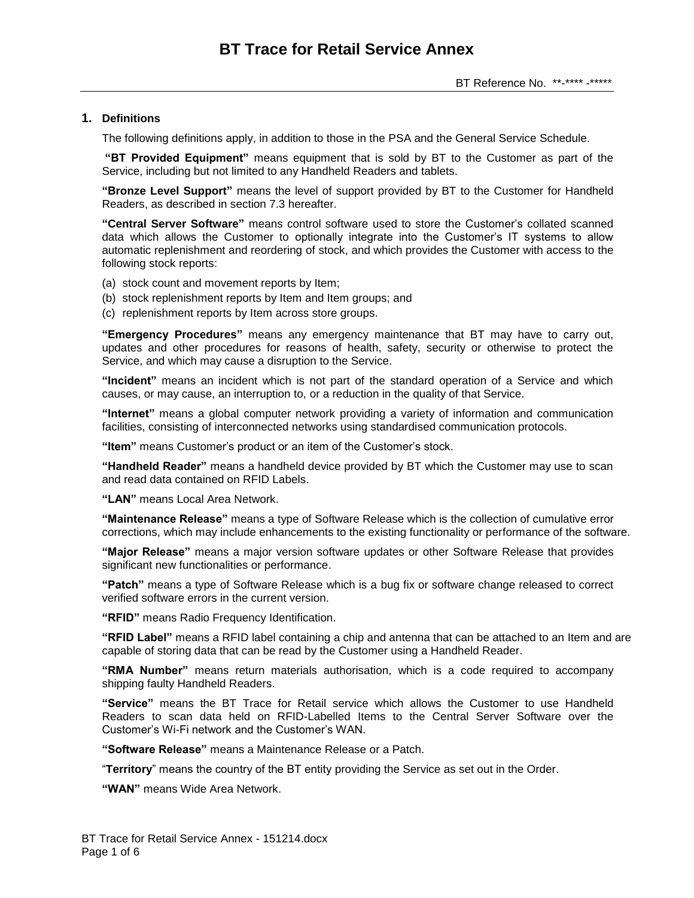# BT Trace for Retail Service Annex

BT Reference No. **-**** -*****

## 1. Definitions

The following definitions apply, in addition to those in the PSA and the General Service Schedule.

**"BT Provided Equipment"** means equipment that is sold by BT to the Customer as part of the Service, including but not limited to any Handheld Readers and tablets.

**"Bronze Level Support"** means the level of support provided by BT to the Customer for Handheld Readers, as described in section 7.3 hereafter.

**"Central Server Software"** means control software used to store the Customer's collated scanned data which allows the Customer to optionally integrate into the Customer's IT systems to allow automatic replenishment and reordering of stock, and which provides the Customer with access to the following stock reports:

(a) stock count and movement reports by Item;
(b) stock replenishment reports by Item and Item groups; and
(c) replenishment reports by Item across store groups.

**"Emergency Procedures"** means any emergency maintenance that BT may have to carry out, updates and other procedures for reasons of health, safety, security or otherwise to protect the Service, and which may cause a disruption to the Service.

**"Incident"** means an incident which is not part of the standard operation of a Service and which causes, or may cause, an interruption to, or a reduction in the quality of that Service.

**"Internet"** means a global computer network providing a variety of information and communication facilities, consisting of interconnected networks using standardised communication protocols.

**"Item"** means Customer's product or an item of the Customer's stock.

**"Handheld Reader"** means a handheld device provided by BT which the Customer may use to scan and read data contained on RFID Labels.

**"LAN"** means Local Area Network.

**"Maintenance Release"** means a type of Software Release which is the collection of cumulative error corrections, which may include enhancements to the existing functionality or performance of the software.

**"Major Release"** means a major version software updates or other Software Release that provides significant new functionalities or performance.

**"Patch"** means a type of Software Release which is a bug fix or software change released to correct verified software errors in the current version.

**"RFID"** means Radio Frequency Identification.

**"RFID Label"** means a RFID label containing a chip and antenna that can be attached to an Item and are capable of storing data that can be read by the Customer using a Handheld Reader.

**"RMA Number"** means return materials authorisation, which is a code required to accompany shipping faulty Handheld Readers.

**"Service"** means the BT Trace for Retail service which allows the Customer to use Handheld Readers to scan data held on RFID-Labelled Items to the Central Server Software over the Customer's Wi-Fi network and the Customer's WAN.

**"Software Release"** means a Maintenance Release or a Patch.

"**Territory**" means the country of the BT entity providing the Service as set out in the Order.

**"WAN"** means Wide Area Network.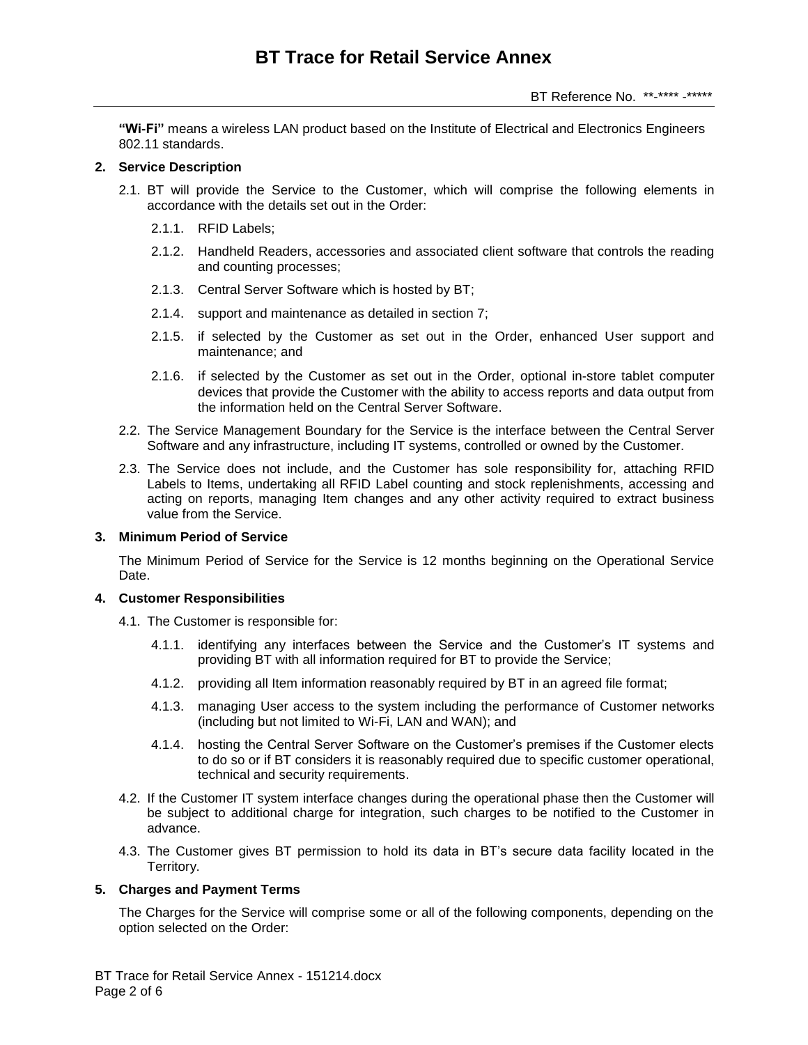**"Wi-Fi"** means a wireless LAN product based on the Institute of Electrical and Electronics Engineers 802.11 standards.

## 2. Service Description

2.1. BT will provide the Service to the Customer, which will comprise the following elements in accordance with the details set out in the Order:

2.1.1. RFID Labels;

2.1.2. Handheld Readers, accessories and associated client software that controls the reading and counting processes;

2.1.3. Central Server Software which is hosted by BT;

2.1.4. support and maintenance as detailed in section 7;

2.1.5. if selected by the Customer as set out in the Order, enhanced User support and maintenance; and

2.1.6. if selected by the Customer as set out in the Order, optional in-store tablet computer devices that provide the Customer with the ability to access reports and data output from the information held on the Central Server Software.

2.2. The Service Management Boundary for the Service is the interface between the Central Server Software and any infrastructure, including IT systems, controlled or owned by the Customer.

2.3. The Service does not include, and the Customer has sole responsibility for, attaching RFID Labels to Items, undertaking all RFID Label counting and stock replenishments, accessing and acting on reports, managing Item changes and any other activity required to extract business value from the Service.

## 3. Minimum Period of Service

The Minimum Period of Service for the Service is 12 months beginning on the Operational Service Date.

## 4. Customer Responsibilities

4.1. The Customer is responsible for:

4.1.1. identifying any interfaces between the Service and the Customer's IT systems and providing BT with all information required for BT to provide the Service;

4.1.2. providing all Item information reasonably required by BT in an agreed file format;

4.1.3. managing User access to the system including the performance of Customer networks (including but not limited to Wi-Fi, LAN and WAN); and

4.1.4. hosting the Central Server Software on the Customer's premises if the Customer elects to do so or if BT considers it is reasonably required due to specific customer operational, technical and security requirements.

4.2. If the Customer IT system interface changes during the operational phase then the Customer will be subject to additional charge for integration, such charges to be notified to the Customer in advance.

4.3. The Customer gives BT permission to hold its data in BT's secure data facility located in the Territory.

## 5. Charges and Payment Terms

The Charges for the Service will comprise some or all of the following components, depending on the option selected on the Order: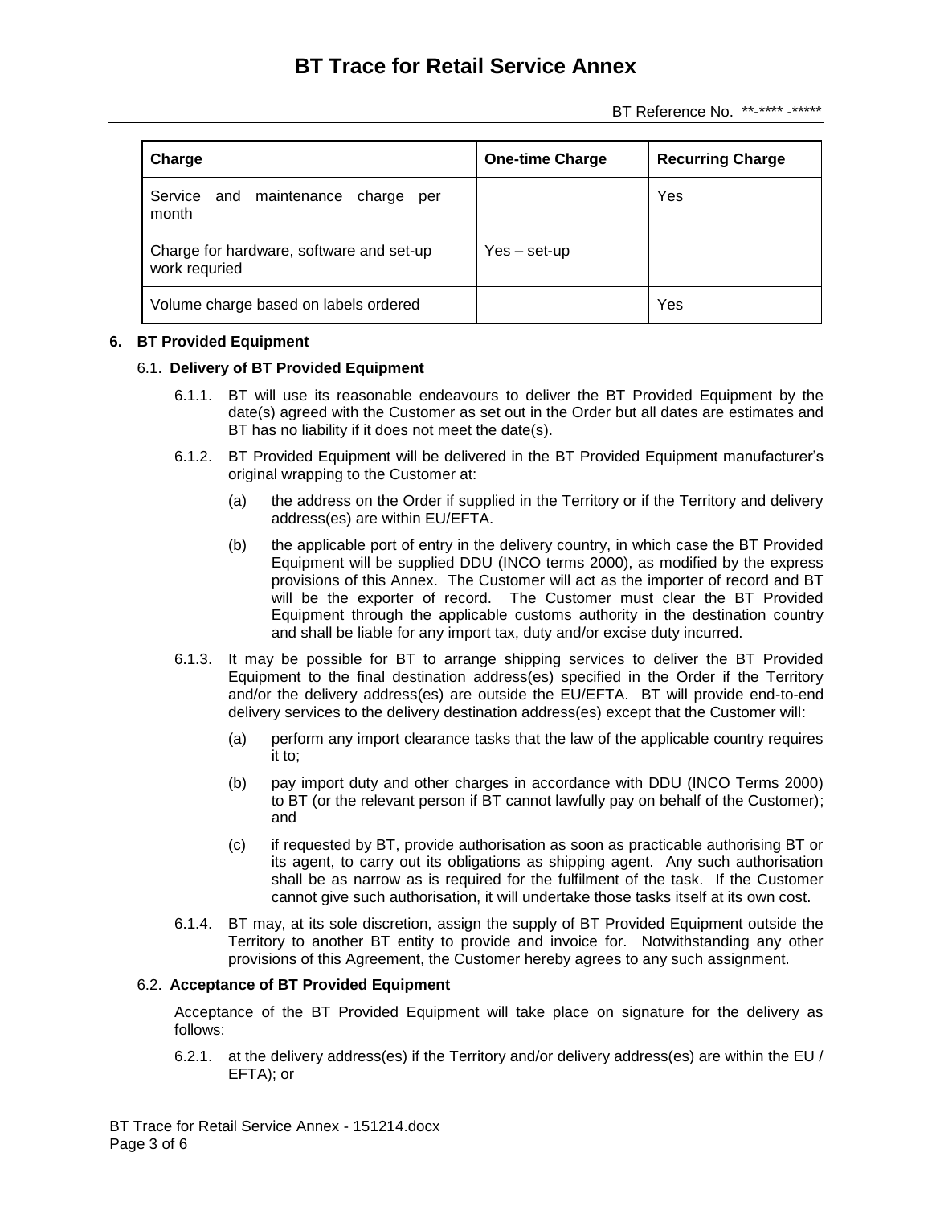| Charge | One-time Charge | Recurring Charge |
| --- | --- | --- |
| Service and maintenance charge per month | | Yes |
| Charge for hardware, software and set-up work requried | Yes – set-up | |
| Volume charge based on labels ordered | | Yes |

**6. BT Provided Equipment**

6.1. **Delivery of BT Provided Equipment**

6.1.1. BT will use its reasonable endeavours to deliver the BT Provided Equipment by the date(s) agreed with the Customer as set out in the Order but all dates are estimates and BT has no liability if it does not meet the date(s).

6.1.2. BT Provided Equipment will be delivered in the BT Provided Equipment manufacturer's original wrapping to the Customer at:

(a) the address on the Order if supplied in the Territory or if the Territory and delivery address(es) are within EU/EFTA.

(b) the applicable port of entry in the delivery country, in which case the BT Provided Equipment will be supplied DDU (INCO terms 2000), as modified by the express provisions of this Annex. The Customer will act as the importer of record and BT will be the exporter of record. The Customer must clear the BT Provided Equipment through the applicable customs authority in the destination country and shall be liable for any import tax, duty and/or excise duty incurred.

6.1.3. It may be possible for BT to arrange shipping services to deliver the BT Provided Equipment to the final destination address(es) specified in the Order if the Territory and/or the delivery address(es) are outside the EU/EFTA. BT will provide end-to-end delivery services to the delivery destination address(es) except that the Customer will:

(a) perform any import clearance tasks that the law of the applicable country requires it to;

(b) pay import duty and other charges in accordance with DDU (INCO Terms 2000) to BT (or the relevant person if BT cannot lawfully pay on behalf of the Customer); and

(c) if requested by BT, provide authorisation as soon as practicable authorising BT or its agent, to carry out its obligations as shipping agent. Any such authorisation shall be as narrow as is required for the fulfilment of the task. If the Customer cannot give such authorisation, it will undertake those tasks itself at its own cost.

6.1.4. BT may, at its sole discretion, assign the supply of BT Provided Equipment outside the Territory to another BT entity to provide and invoice for. Notwithstanding any other provisions of this Agreement, the Customer hereby agrees to any such assignment.

6.2. **Acceptance of BT Provided Equipment**

Acceptance of the BT Provided Equipment will take place on signature for the delivery as follows:

6.2.1. at the delivery address(es) if the Territory and/or delivery address(es) are within the EU / EFTA); or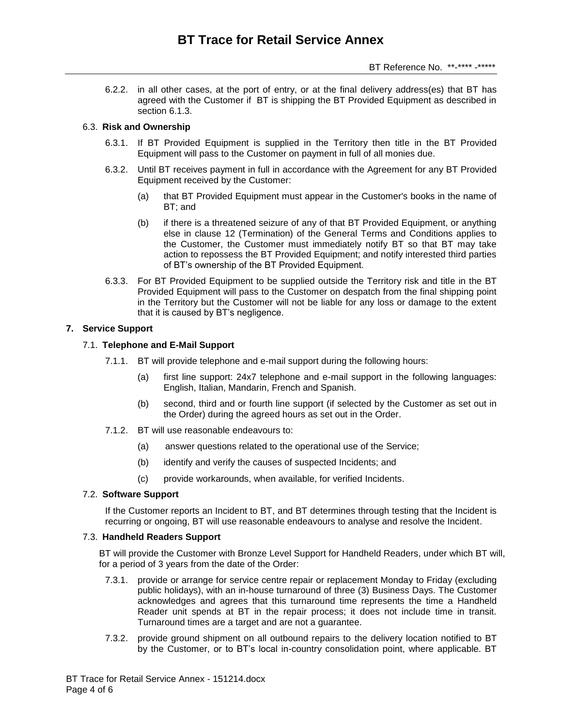6.2.2. in all other cases, at the port of entry, or at the final delivery address(es) that BT has agreed with the Customer if BT is shipping the BT Provided Equipment as described in section 6.1.3.

### 6.3. Risk and Ownership

6.3.1. If BT Provided Equipment is supplied in the Territory then title in the BT Provided Equipment will pass to the Customer on payment in full of all monies due.

6.3.2. Until BT receives payment in full in accordance with the Agreement for any BT Provided Equipment received by the Customer:

(a) that BT Provided Equipment must appear in the Customer's books in the name of BT; and

(b) if there is a threatened seizure of any of that BT Provided Equipment, or anything else in clause 12 (Termination) of the General Terms and Conditions applies to the Customer, the Customer must immediately notify BT so that BT may take action to repossess the BT Provided Equipment; and notify interested third parties of BT's ownership of the BT Provided Equipment.

6.3.3. For BT Provided Equipment to be supplied outside the Territory risk and title in the BT Provided Equipment will pass to the Customer on despatch from the final shipping point in the Territory but the Customer will not be liable for any loss or damage to the extent that it is caused by BT's negligence.

## 7. Service Support

### 7.1. Telephone and E-Mail Support

7.1.1. BT will provide telephone and e-mail support during the following hours:

(a) first line support: 24x7 telephone and e-mail support in the following languages: English, Italian, Mandarin, French and Spanish.

(b) second, third and or fourth line support (if selected by the Customer as set out in the Order) during the agreed hours as set out in the Order.

7.1.2. BT will use reasonable endeavours to:

(a) answer questions related to the operational use of the Service;

(b) identify and verify the causes of suspected Incidents; and

(c) provide workarounds, when available, for verified Incidents.

### 7.2. Software Support

If the Customer reports an Incident to BT, and BT determines through testing that the Incident is recurring or ongoing, BT will use reasonable endeavours to analyse and resolve the Incident.

### 7.3. Handheld Readers Support

BT will provide the Customer with Bronze Level Support for Handheld Readers, under which BT will, for a period of 3 years from the date of the Order:

7.3.1. provide or arrange for service centre repair or replacement Monday to Friday (excluding public holidays), with an in-house turnaround of three (3) Business Days. The Customer acknowledges and agrees that this turnaround time represents the time a Handheld Reader unit spends at BT in the repair process; it does not include time in transit. Turnaround times are a target and are not a guarantee.

7.3.2. provide ground shipment on all outbound repairs to the delivery location notified to BT by the Customer, or to BT's local in-country consolidation point, where applicable. BT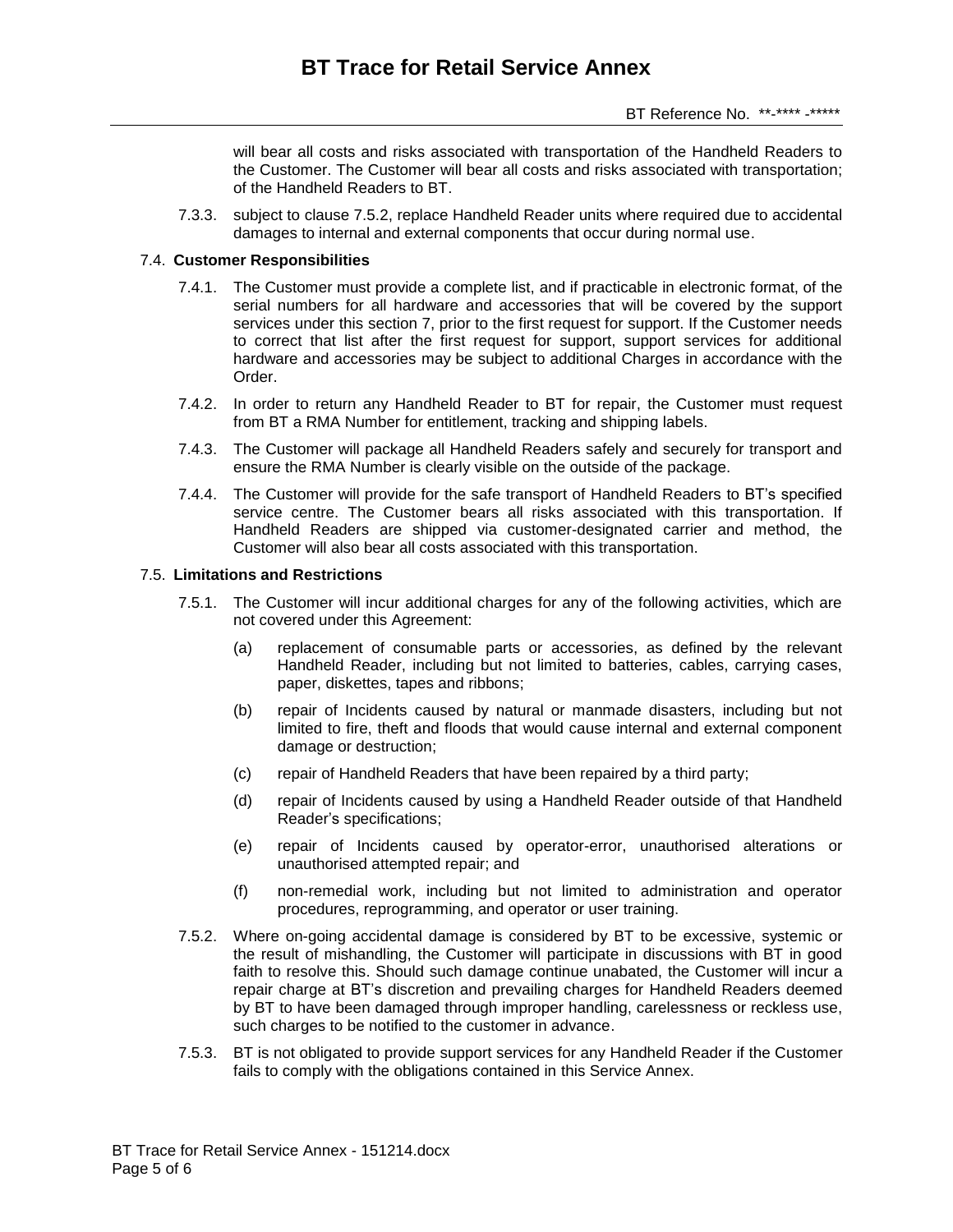will bear all costs and risks associated with transportation of the Handheld Readers to the Customer. The Customer will bear all costs and risks associated with transportation; of the Handheld Readers to BT.

7.3.3. subject to clause 7.5.2, replace Handheld Reader units where required due to accidental damages to internal and external components that occur during normal use.

### 7.4. Customer Responsibilities

7.4.1. The Customer must provide a complete list, and if practicable in electronic format, of the serial numbers for all hardware and accessories that will be covered by the support services under this section 7, prior to the first request for support. If the Customer needs to correct that list after the first request for support, support services for additional hardware and accessories may be subject to additional Charges in accordance with the Order.

7.4.2. In order to return any Handheld Reader to BT for repair, the Customer must request from BT a RMA Number for entitlement, tracking and shipping labels.

7.4.3. The Customer will package all Handheld Readers safely and securely for transport and ensure the RMA Number is clearly visible on the outside of the package.

7.4.4. The Customer will provide for the safe transport of Handheld Readers to BT's specified service centre. The Customer bears all risks associated with this transportation. If Handheld Readers are shipped via customer-designated carrier and method, the Customer will also bear all costs associated with this transportation.

### 7.5. Limitations and Restrictions

7.5.1. The Customer will incur additional charges for any of the following activities, which are not covered under this Agreement:

(a) replacement of consumable parts or accessories, as defined by the relevant Handheld Reader, including but not limited to batteries, cables, carrying cases, paper, diskettes, tapes and ribbons;

(b) repair of Incidents caused by natural or manmade disasters, including but not limited to fire, theft and floods that would cause internal and external component damage or destruction;

(c) repair of Handheld Readers that have been repaired by a third party;

(d) repair of Incidents caused by using a Handheld Reader outside of that Handheld Reader's specifications;

(e) repair of Incidents caused by operator-error, unauthorised alterations or unauthorised attempted repair; and

(f) non-remedial work, including but not limited to administration and operator procedures, reprogramming, and operator or user training.

7.5.2. Where on-going accidental damage is considered by BT to be excessive, systemic or the result of mishandling, the Customer will participate in discussions with BT in good faith to resolve this. Should such damage continue unabated, the Customer will incur a repair charge at BT's discretion and prevailing charges for Handheld Readers deemed by BT to have been damaged through improper handling, carelessness or reckless use, such charges to be notified to the customer in advance.

7.5.3. BT is not obligated to provide support services for any Handheld Reader if the Customer fails to comply with the obligations contained in this Service Annex.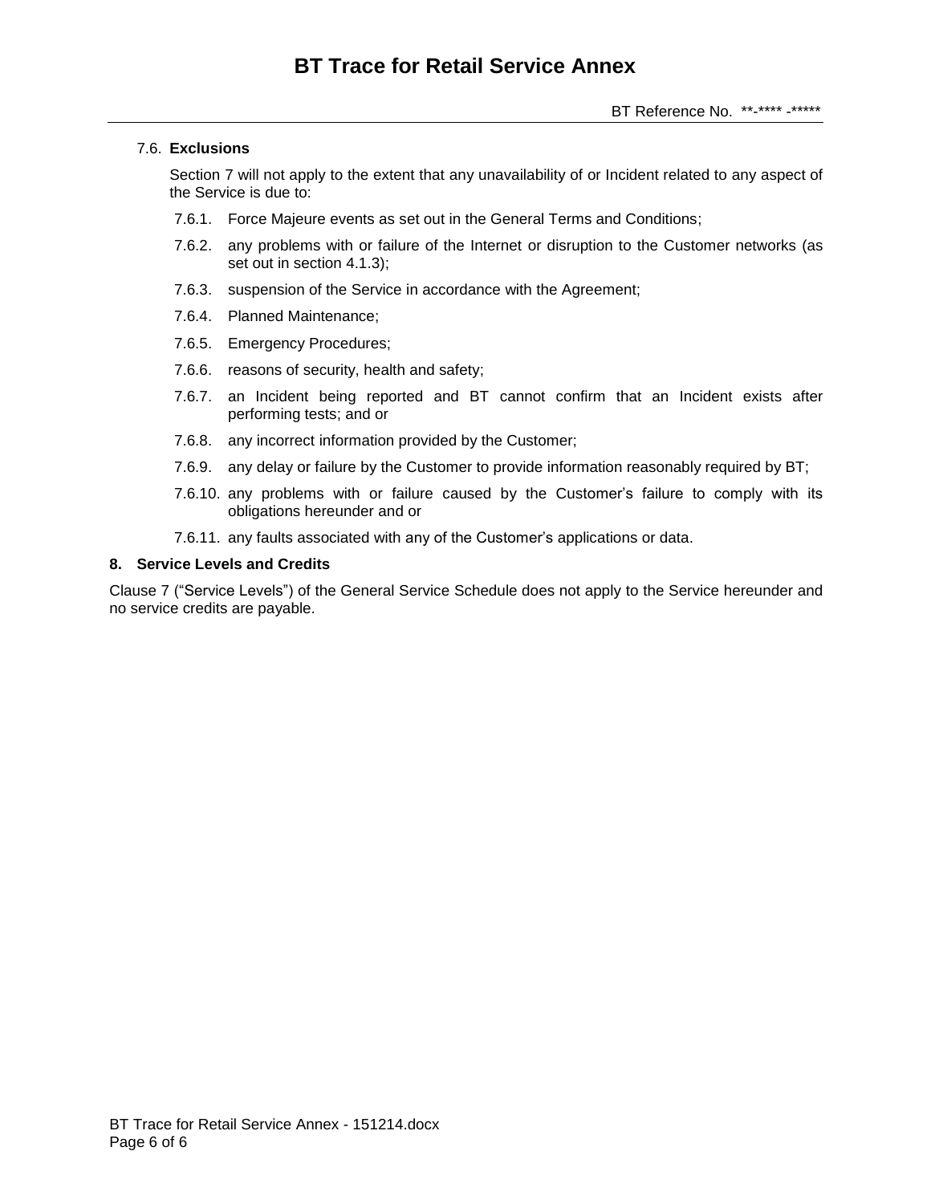### 7.6. Exclusions

Section 7 will not apply to the extent that any unavailability of or Incident related to any aspect of the Service is due to:

7.6.1. Force Majeure events as set out in the General Terms and Conditions;

7.6.2. any problems with or failure of the Internet or disruption to the Customer networks (as set out in section 4.1.3);

7.6.3. suspension of the Service in accordance with the Agreement;

7.6.4. Planned Maintenance;

7.6.5. Emergency Procedures;

7.6.6. reasons of security, health and safety;

7.6.7. an Incident being reported and BT cannot confirm that an Incident exists after performing tests; and or

7.6.8. any incorrect information provided by the Customer;

7.6.9. any delay or failure by the Customer to provide information reasonably required by BT;

7.6.10. any problems with or failure caused by the Customer's failure to comply with its obligations hereunder and or

7.6.11. any faults associated with any of the Customer's applications or data.

## 8. Service Levels and Credits

Clause 7 ("Service Levels") of the General Service Schedule does not apply to the Service hereunder and no service credits are payable.